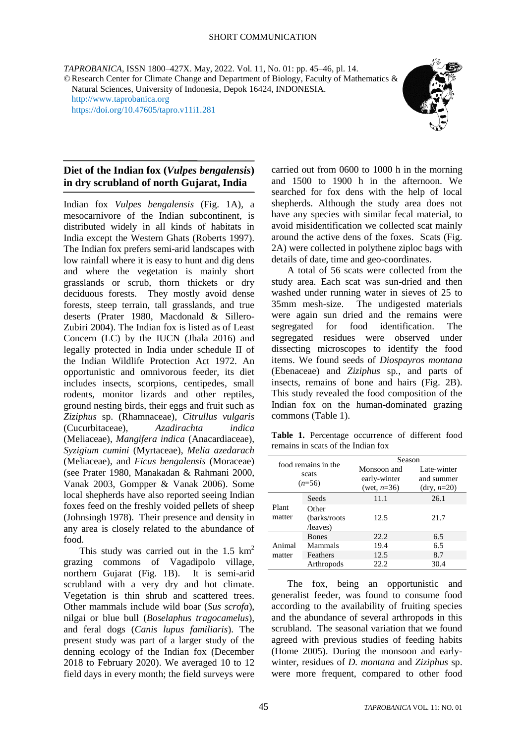SHORT COMMUNICATION

*TAPROBANICA*, ISSN 1800–427X. May, 2022. Vol. 11, No. 01: pp. 45–46, pl. 14.
© Research Center for Climate Change and Department of Biology, Faculty of Mathematics & Natural Sciences, University of Indonesia, Depok 16424, INDONESIA.
http://www.taprobanica.org
https://doi.org/10.47605/tapro.v11i1.281

## Diet of the Indian fox (*Vulpes bengalensis*) in dry scrubland of north Gujarat, India

Indian fox *Vulpes bengalensis* (Fig. 1A), a mesocarnivore of the Indian subcontinent, is distributed widely in all kinds of habitats in India except the Western Ghats (Roberts 1997). The Indian fox prefers semi-arid landscapes with low rainfall where it is easy to hunt and dig dens and where the vegetation is mainly short grasslands or scrub, thorn thickets or dry deciduous forests. They mostly avoid dense forests, steep terrain, tall grasslands, and true deserts (Prater 1980, Macdonald & Sillero-Zubiri 2004). The Indian fox is listed as of Least Concern (LC) by the IUCN (Jhala 2016) and legally protected in India under schedule II of the Indian Wildlife Protection Act 1972. An opportunistic and omnivorous feeder, its diet includes insects, scorpions, centipedes, small rodents, monitor lizards and other reptiles, ground nesting birds, their eggs and fruit such as *Ziziphus* sp. (Rhamnaceae), *Citrullus vulgaris* (Cucurbitaceae), *Azadirachta indica* (Meliaceae), *Mangifera indica* (Anacardiaceae), *Syzigium cumini* (Myrtaceae), *Melia azedarach* (Meliaceae), and *Ficus bengalensis* (Moraceae) (see Prater 1980, Manakadan & Rahmani 2000, Vanak 2003, Gompper & Vanak 2006). Some local shepherds have also reported seeing Indian foxes feed on the freshly voided pellets of sheep (Johnsingh 1978). Their presence and density in any area is closely related to the abundance of food.

This study was carried out in the 1.5 km$^2$ grazing commons of Vagadipolo village, northern Gujarat (Fig. 1B). It is semi-arid scrubland with a very dry and hot climate. Vegetation is thin shrub and scattered trees. Other mammals include wild boar (*Sus scrofa*), nilgai or blue bull (*Boselaphus tragocamelus*), and feral dogs (*Canis lupus familiaris*). The present study was part of a larger study of the denning ecology of the Indian fox (December 2018 to February 2020). We averaged 10 to 12 field days in every month; the field surveys were carried out from 0600 to 1000 h in the morning and 1500 to 1900 h in the afternoon. We searched for fox dens with the help of local shepherds. Although the study area does not have any species with similar fecal material, to avoid misidentification we collected scat mainly around the active dens of the foxes. Scats (Fig. 2A) were collected in polythene ziploc bags with details of date, time and geo-coordinates.

A total of 56 scats were collected from the study area. Each scat was sun-dried and then washed under running water in sieves of 25 to 35mm mesh-size. The undigested materials were again sun dried and the remains were segregated for food identification. The segregated residues were observed under dissecting microscopes to identify the food items. We found seeds of *Diospayros montana* (Ebenaceae) and *Ziziphus* sp., and parts of insects, remains of bone and hairs (Fig. 2B). This study revealed the food composition of the Indian fox on the human-dominated grazing commons (Table 1).

**Table 1.** Percentage occurrence of different food remains in scats of the Indian fox

| food remains in the scats (*n*=56) | | Season | |
|---|---|---|---|
| | | Monsoon and early-winter (wet, *n*=36) | Late-winter and summer (dry, *n*=20) |
| Plant matter | Seeds | 11.1 | 26.1 |
| | Other (barks/roots /leaves) | 12.5 | 21.7 |
| Animal matter | Bones | 22.2 | 6.5 |
| | Mammals | 19.4 | 6.5 |
| | Feathers | 12.5 | 8.7 |
| | Arthropods | 22.2 | 30.4 |

The fox, being an opportunistic and generalist feeder, was found to consume food according to the availability of fruiting species and the abundance of several arthropods in this scrubland. The seasonal variation that we found agreed with previous studies of feeding habits (Home 2005). During the monsoon and early-winter, residues of *D. montana* and *Ziziphus* sp. were more frequent, compared to other food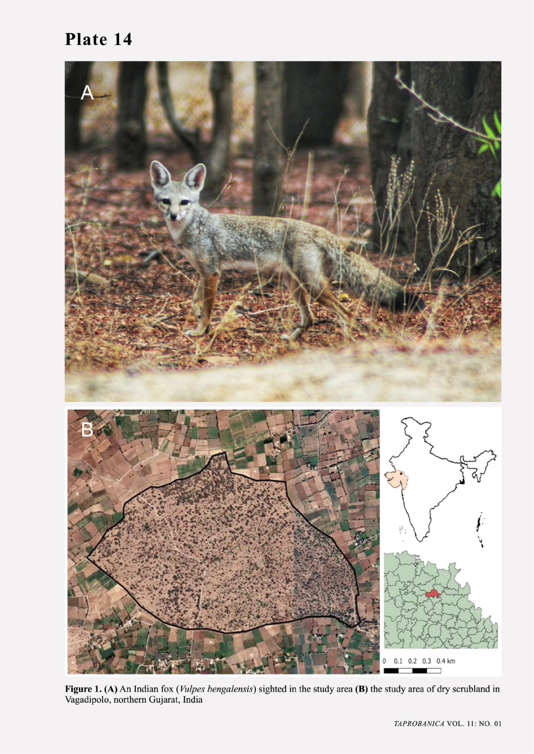# Plate 14

**Figure 1.** **(A)** An Indian fox (*Vulpes bengalensis*) sighted in the study area **(B)** the study area of dry scrubland in Vagadipolo, northern Gujarat, India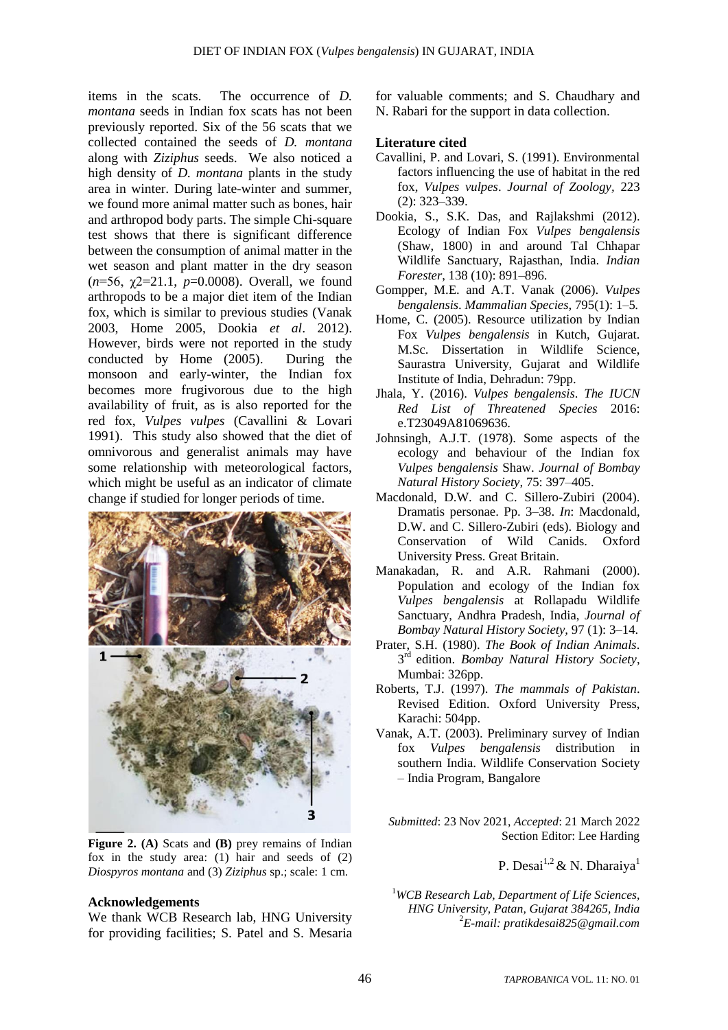items in the scats. The occurrence of *D. montana* seeds in Indian fox scats has not been previously reported. Six of the 56 scats that we collected contained the seeds of *D. montana* along with *Ziziphus* seeds. We also noticed a high density of *D. montana* plants in the study area in winter. During late-winter and summer, we found more animal matter such as bones, hair and arthropod body parts. The simple Chi-square test shows that there is significant difference between the consumption of animal matter in the wet season and plant matter in the dry season ($n$=56, $\chi 2$=21.1, $p$=0.0008). Overall, we found arthropods to be a major diet item of the Indian fox, which is similar to previous studies (Vanak 2003, Home 2005, Dookia *et al*. 2012). However, birds were not reported in the study conducted by Home (2005). During the monsoon and early-winter, the Indian fox becomes more frugivorous due to the high availability of fruit, as is also reported for the red fox, *Vulpes vulpes* (Cavallini & Lovari 1991). This study also showed that the diet of omnivorous and generalist animals may have some relationship with meteorological factors, which might be useful as an indicator of climate change if studied for longer periods of time.

1
2
3

**Figure 2. (A)** Scats and **(B)** prey remains of Indian fox in the study area: (1) hair and seeds of (2) *Diospyros montana* and (3) *Ziziphus* sp.; scale: 1 cm.

## Acknowledgements

We thank WCB Research lab, HNG University for providing facilities; S. Patel and S. Mesaria for valuable comments; and S. Chaudhary and N. Rabari for the support in data collection.

## Literature cited

Cavallini, P. and Lovari, S. (1991). Environmental factors influencing the use of habitat in the red fox, *Vulpes vulpes*. *Journal of Zoology*, 223 (2): 323–339.

Dookia, S., S.K. Das, and Rajlakshmi (2012). Ecology of Indian Fox *Vulpes bengalensis* (Shaw, 1800) in and around Tal Chhapar Wildlife Sanctuary, Rajasthan, India. *Indian Forester*, 138 (10): 891–896.

Gompper, M.E. and A.T. Vanak (2006). *Vulpes bengalensis*. *Mammalian Species*, 795(1): 1–5.

Home, C. (2005). Resource utilization by Indian Fox *Vulpes bengalensis* in Kutch, Gujarat. M.Sc. Dissertation in Wildlife Science, Saurastra University, Gujarat and Wildlife Institute of India, Dehradun: 79pp.

Jhala, Y. (2016). *Vulpes bengalensis*. *The IUCN Red List of Threatened Species* 2016: e.T23049A81069636.

Johnsingh, A.J.T. (1978). Some aspects of the ecology and behaviour of the Indian fox *Vulpes bengalensis* Shaw. *Journal of Bombay Natural History Society*, 75: 397–405.

Macdonald, D.W. and C. Sillero-Zubiri (2004). Dramatis personae. Pp. 3–38. *In*: Macdonald, D.W. and C. Sillero-Zubiri (eds). Biology and Conservation of Wild Canids. Oxford University Press. Great Britain.

Manakadan, R. and A.R. Rahmani (2000). Population and ecology of the Indian fox *Vulpes bengalensis* at Rollapadu Wildlife Sanctuary, Andhra Pradesh, India, *Journal of Bombay Natural History Society*, 97 (1): 3–14.

Prater, S.H. (1980). *The Book of Indian Animals*. 3rd edition. *Bombay Natural History Society*, Mumbai: 326pp.

Roberts, T.J. (1997). *The mammals of Pakistan*. Revised Edition. Oxford University Press, Karachi: 504pp.

Vanak, A.T. (2003). Preliminary survey of Indian fox *Vulpes bengalensis* distribution in southern India. Wildlife Conservation Society – India Program, Bangalore

*Submitted*: 23 Nov 2021, *Accepted*: 21 March 2022
Section Editor: Lee Harding

P. Desai[1,2] & N. Dharaiya[1]

[1]*WCB Research Lab, Department of Life Sciences, HNG University, Patan, Gujarat 384265, India*
[2]*E-mail: pratikdesai825@gmail.com*